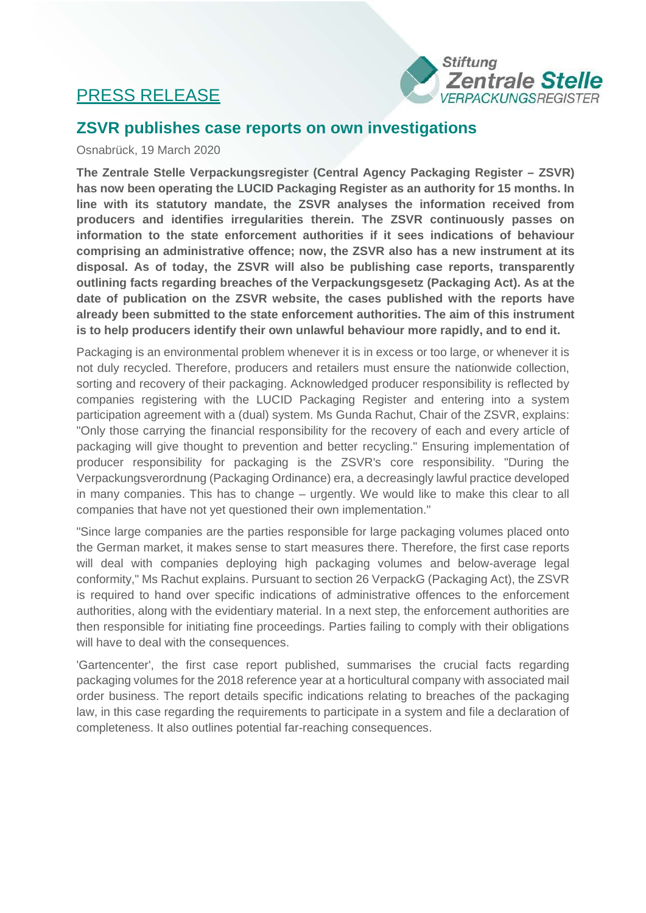PRESS RELEASE

Stiftung Zentrale Stelle VERPACKUNGSREGISTER

## ZSVR publishes case reports on own investigations

Osnabrück, 19 March 2020

**The Zentrale Stelle Verpackungsregister (Central Agency Packaging Register – ZSVR) has now been operating the LUCID Packaging Register as an authority for 15 months. In line with its statutory mandate, the ZSVR analyses the information received from producers and identifies irregularities therein. The ZSVR continuously passes on information to the state enforcement authorities if it sees indications of behaviour comprising an administrative offence; now, the ZSVR also has a new instrument at its disposal. As of today, the ZSVR will also be publishing case reports, transparently outlining facts regarding breaches of the Verpackungsgesetz (Packaging Act). As at the date of publication on the ZSVR website, the cases published with the reports have already been submitted to the state enforcement authorities. The aim of this instrument is to help producers identify their own unlawful behaviour more rapidly, and to end it.**

Packaging is an environmental problem whenever it is in excess or too large, or whenever it is not duly recycled. Therefore, producers and retailers must ensure the nationwide collection, sorting and recovery of their packaging. Acknowledged producer responsibility is reflected by companies registering with the LUCID Packaging Register and entering into a system participation agreement with a (dual) system. Ms Gunda Rachut, Chair of the ZSVR, explains: "Only those carrying the financial responsibility for the recovery of each and every article of packaging will give thought to prevention and better recycling." Ensuring implementation of producer responsibility for packaging is the ZSVR's core responsibility. "During the Verpackungsverordnung (Packaging Ordinance) era, a decreasingly lawful practice developed in many companies. This has to change – urgently. We would like to make this clear to all companies that have not yet questioned their own implementation."

"Since large companies are the parties responsible for large packaging volumes placed onto the German market, it makes sense to start measures there. Therefore, the first case reports will deal with companies deploying high packaging volumes and below-average legal conformity," Ms Rachut explains. Pursuant to section 26 VerpackG (Packaging Act), the ZSVR is required to hand over specific indications of administrative offences to the enforcement authorities, along with the evidentiary material. In a next step, the enforcement authorities are then responsible for initiating fine proceedings. Parties failing to comply with their obligations will have to deal with the consequences.

'Gartencenter', the first case report published, summarises the crucial facts regarding packaging volumes for the 2018 reference year at a horticultural company with associated mail order business. The report details specific indications relating to breaches of the packaging law, in this case regarding the requirements to participate in a system and file a declaration of completeness. It also outlines potential far-reaching consequences.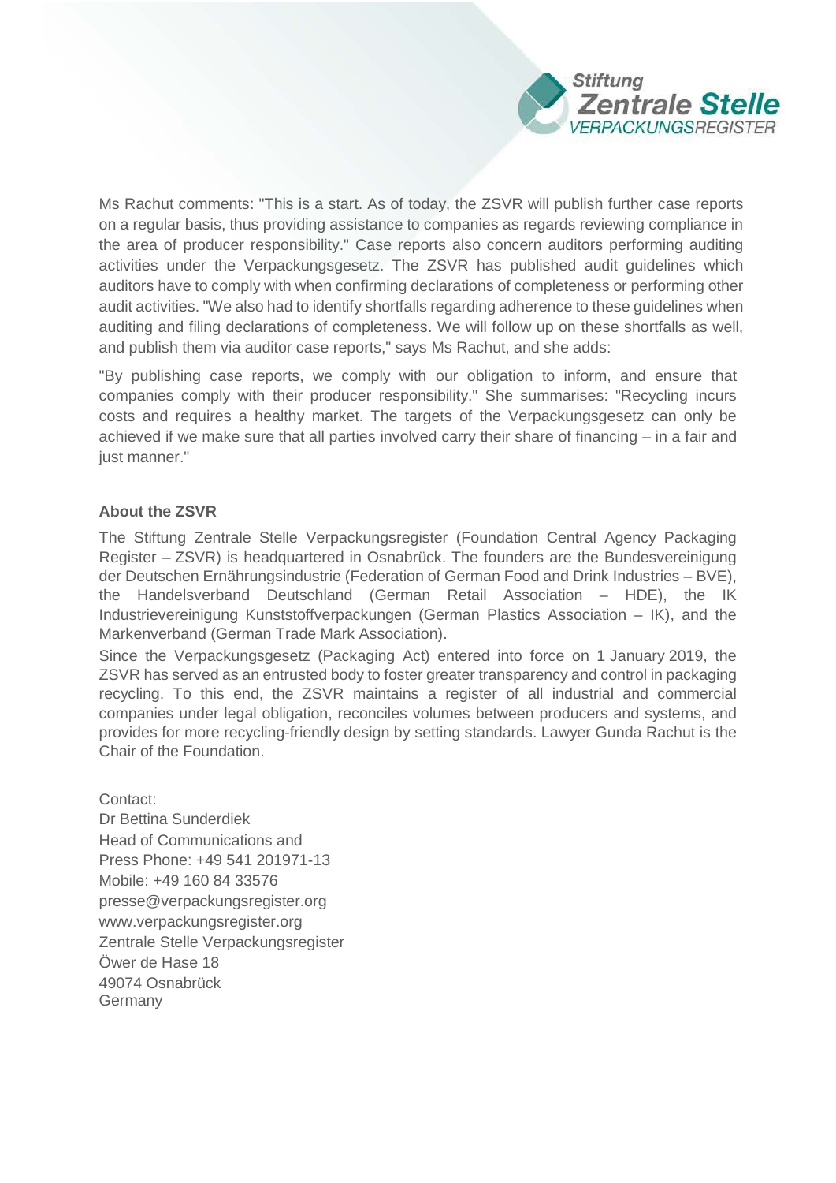Ms Rachut comments: "This is a start. As of today, the ZSVR will publish further case reports on a regular basis, thus providing assistance to companies as regards reviewing compliance in the area of producer responsibility." Case reports also concern auditors performing auditing activities under the Verpackungsgesetz. The ZSVR has published audit guidelines which auditors have to comply with when confirming declarations of completeness or performing other audit activities. "We also had to identify shortfalls regarding adherence to these guidelines when auditing and filing declarations of completeness. We will follow up on these shortfalls as well, and publish them via auditor case reports," says Ms Rachut, and she adds:

"By publishing case reports, we comply with our obligation to inform, and ensure that companies comply with their producer responsibility." She summarises: "Recycling incurs costs and requires a healthy market. The targets of the Verpackungsgesetz can only be achieved if we make sure that all parties involved carry their share of financing – in a fair and just manner."

**About the ZSVR**

The Stiftung Zentrale Stelle Verpackungsregister (Foundation Central Agency Packaging Register – ZSVR) is headquartered in Osnabrück. The founders are the Bundesvereinigung der Deutschen Ernährungsindustrie (Federation of German Food and Drink Industries – BVE), the Handelsverband Deutschland (German Retail Association – HDE), the IK Industrievereinigung Kunststoffverpackungen (German Plastics Association – IK), and the Markenverband (German Trade Mark Association).

Since the Verpackungsgesetz (Packaging Act) entered into force on 1 January 2019, the ZSVR has served as an entrusted body to foster greater transparency and control in packaging recycling. To this end, the ZSVR maintains a register of all industrial and commercial companies under legal obligation, reconciles volumes between producers and systems, and provides for more recycling-friendly design by setting standards. Lawyer Gunda Rachut is the Chair of the Foundation.

Contact:
Dr Bettina Sunderdiek
Head of Communications and
Press Phone: +49 541 201971-13
Mobile: +49 160 84 33576
presse@verpackungsregister.org
www.verpackungsregister.org
Zentrale Stelle Verpackungsregister
Öwer de Hase 18
49074 Osnabrück
Germany